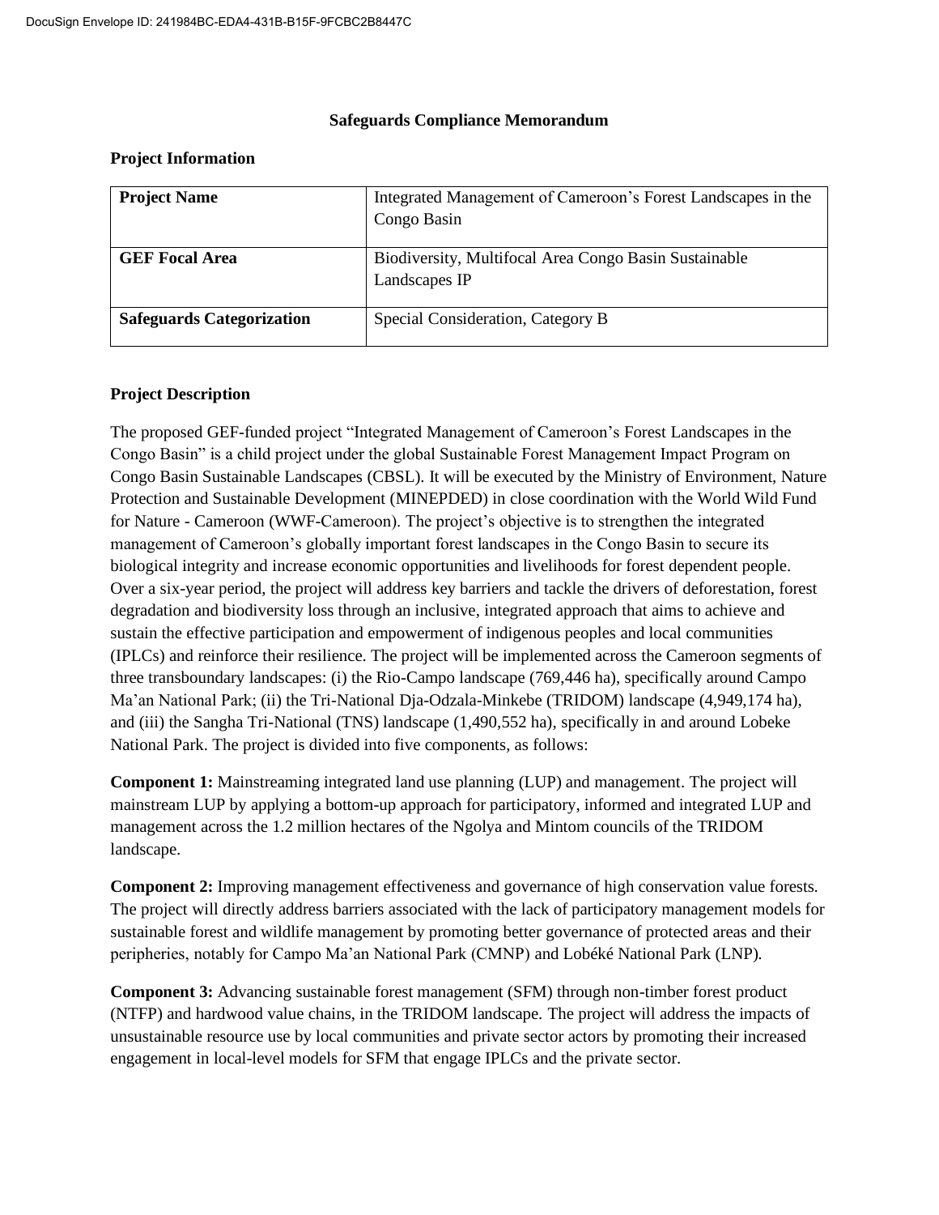# Safeguards Compliance Memorandum

## Project Information

| Project Name | Integrated Management of Cameroon's Forest Landscapes in the Congo Basin |
|---|---|
| **GEF Focal Area** | Biodiversity, Multifocal Area Congo Basin Sustainable Landscapes IP |
| **Safeguards Categorization** | Special Consideration, Category B |

## Project Description

The proposed GEF-funded project "Integrated Management of Cameroon's Forest Landscapes in the Congo Basin" is a child project under the global Sustainable Forest Management Impact Program on Congo Basin Sustainable Landscapes (CBSL). It will be executed by the Ministry of Environment, Nature Protection and Sustainable Development (MINEPDED) in close coordination with the World Wild Fund for Nature - Cameroon (WWF-Cameroon). The project's objective is to strengthen the integrated management of Cameroon's globally important forest landscapes in the Congo Basin to secure its biological integrity and increase economic opportunities and livelihoods for forest dependent people. Over a six-year period, the project will address key barriers and tackle the drivers of deforestation, forest degradation and biodiversity loss through an inclusive, integrated approach that aims to achieve and sustain the effective participation and empowerment of indigenous peoples and local communities (IPLCs) and reinforce their resilience. The project will be implemented across the Cameroon segments of three transboundary landscapes: (i) the Rio-Campo landscape (769,446 ha), specifically around Campo Ma'an National Park; (ii) the Tri-National Dja-Odzala-Minkebe (TRIDOM) landscape (4,949,174 ha), and (iii) the Sangha Tri-National (TNS) landscape (1,490,552 ha), specifically in and around Lobeke National Park. The project is divided into five components, as follows:

**Component 1:** Mainstreaming integrated land use planning (LUP) and management. The project will mainstream LUP by applying a bottom-up approach for participatory, informed and integrated LUP and management across the 1.2 million hectares of the Ngolya and Mintom councils of the TRIDOM landscape.

**Component 2:** Improving management effectiveness and governance of high conservation value forests. The project will directly address barriers associated with the lack of participatory management models for sustainable forest and wildlife management by promoting better governance of protected areas and their peripheries, notably for Campo Ma'an National Park (CMNP) and Lobéké National Park (LNP).

**Component 3:** Advancing sustainable forest management (SFM) through non-timber forest product (NTFP) and hardwood value chains, in the TRIDOM landscape. The project will address the impacts of unsustainable resource use by local communities and private sector actors by promoting their increased engagement in local-level models for SFM that engage IPLCs and the private sector.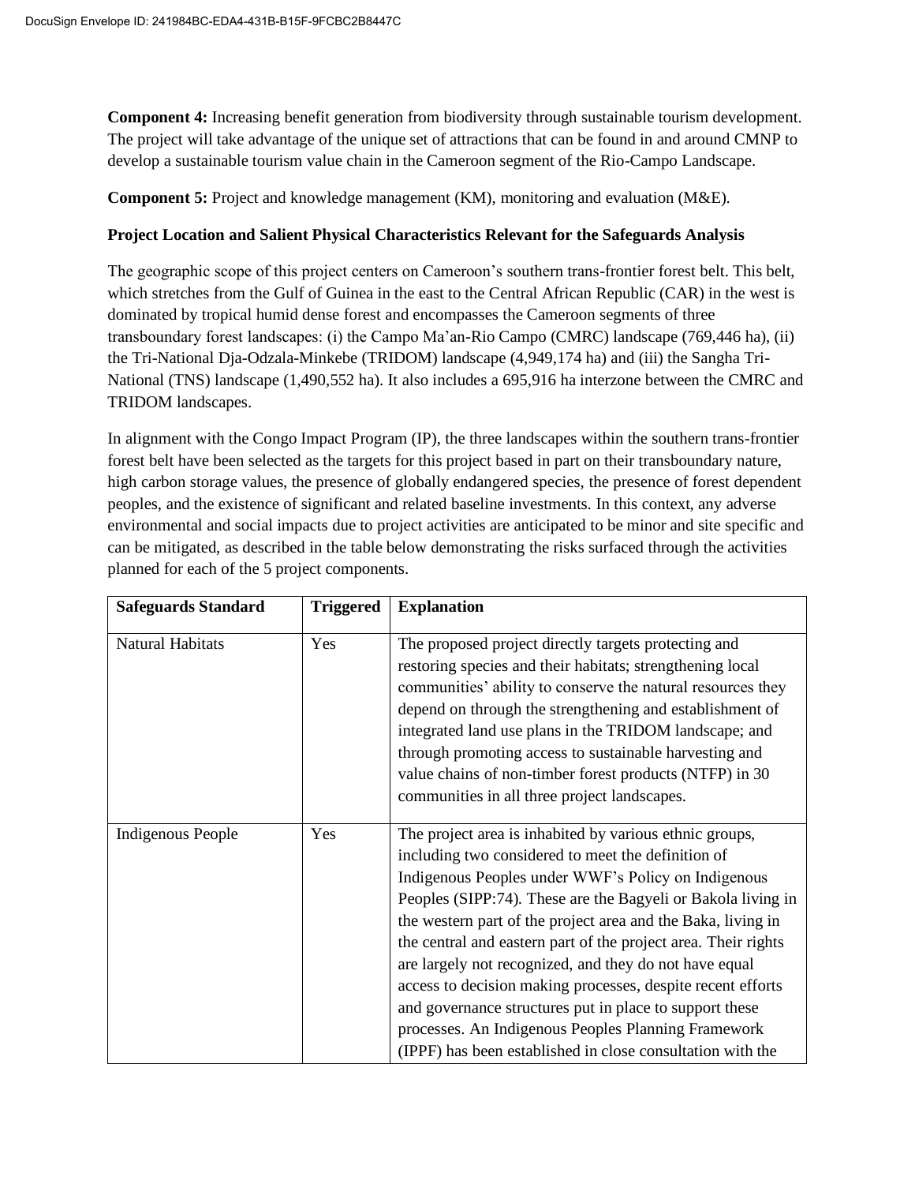**Component 4:** Increasing benefit generation from biodiversity through sustainable tourism development. The project will take advantage of the unique set of attractions that can be found in and around CMNP to develop a sustainable tourism value chain in the Cameroon segment of the Rio-Campo Landscape.

**Component 5:** Project and knowledge management (KM), monitoring and evaluation (M&E).

**Project Location and Salient Physical Characteristics Relevant for the Safeguards Analysis**

The geographic scope of this project centers on Cameroon's southern trans-frontier forest belt. This belt, which stretches from the Gulf of Guinea in the east to the Central African Republic (CAR) in the west is dominated by tropical humid dense forest and encompasses the Cameroon segments of three transboundary forest landscapes: (i) the Campo Ma'an-Rio Campo (CMRC) landscape (769,446 ha), (ii) the Tri-National Dja-Odzala-Minkebe (TRIDOM) landscape (4,949,174 ha) and (iii) the Sangha Tri-National (TNS) landscape (1,490,552 ha). It also includes a 695,916 ha interzone between the CMRC and TRIDOM landscapes.

In alignment with the Congo Impact Program (IP), the three landscapes within the southern trans-frontier forest belt have been selected as the targets for this project based in part on their transboundary nature, high carbon storage values, the presence of globally endangered species, the presence of forest dependent peoples, and the existence of significant and related baseline investments. In this context, any adverse environmental and social impacts due to project activities are anticipated to be minor and site specific and can be mitigated, as described in the table below demonstrating the risks surfaced through the activities planned for each of the 5 project components.

| Safeguards Standard | Triggered | Explanation |
|---|---|---|
| Natural Habitats | Yes | The proposed project directly targets protecting and restoring species and their habitats; strengthening local communities' ability to conserve the natural resources they depend on through the strengthening and establishment of integrated land use plans in the TRIDOM landscape; and through promoting access to sustainable harvesting and value chains of non-timber forest products (NTFP) in 30 communities in all three project landscapes. |
| Indigenous People | Yes | The project area is inhabited by various ethnic groups, including two considered to meet the definition of Indigenous Peoples under WWF's Policy on Indigenous Peoples (SIPP:74). These are the Bagyeli or Bakola living in the western part of the project area and the Baka, living in the central and eastern part of the project area. Their rights are largely not recognized, and they do not have equal access to decision making processes, despite recent efforts and governance structures put in place to support these processes. An Indigenous Peoples Planning Framework (IPPF) has been established in close consultation with the |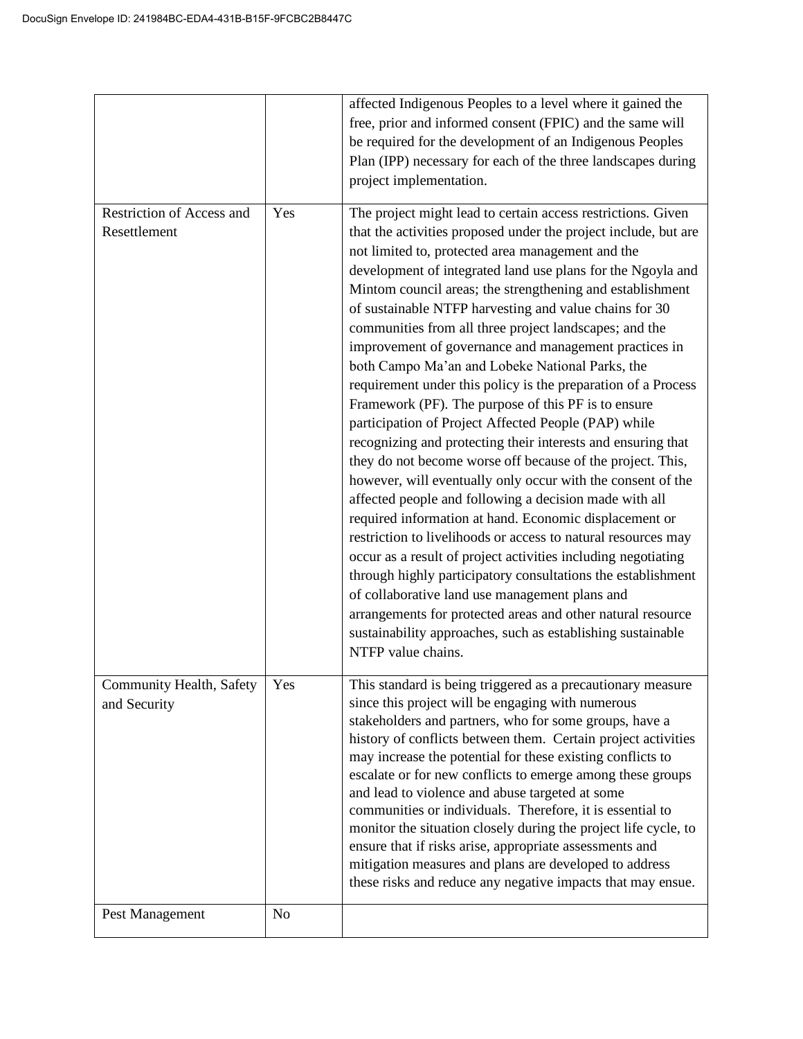| | | |
|---|---|---|
| | | affected Indigenous Peoples to a level where it gained the free, prior and informed consent (FPIC) and the same will be required for the development of an Indigenous Peoples Plan (IPP) necessary for each of the three landscapes during project implementation. |
| Restriction of Access and Resettlement | Yes | The project might lead to certain access restrictions. Given that the activities proposed under the project include, but are not limited to, protected area management and the development of integrated land use plans for the Ngoyla and Mintom council areas; the strengthening and establishment of sustainable NTFP harvesting and value chains for 30 communities from all three project landscapes; and the improvement of governance and management practices in both Campo Ma'an and Lobeke National Parks, the requirement under this policy is the preparation of a Process Framework (PF). The purpose of this PF is to ensure participation of Project Affected People (PAP) while recognizing and protecting their interests and ensuring that they do not become worse off because of the project. This, however, will eventually only occur with the consent of the affected people and following a decision made with all required information at hand. Economic displacement or restriction to livelihoods or access to natural resources may occur as a result of project activities including negotiating through highly participatory consultations the establishment of collaborative land use management plans and arrangements for protected areas and other natural resource sustainability approaches, such as establishing sustainable NTFP value chains. |
| Community Health, Safety and Security | Yes | This standard is being triggered as a precautionary measure since this project will be engaging with numerous stakeholders and partners, who for some groups, have a history of conflicts between them. Certain project activities may increase the potential for these existing conflicts to escalate or for new conflicts to emerge among these groups and lead to violence and abuse targeted at some communities or individuals. Therefore, it is essential to monitor the situation closely during the project life cycle, to ensure that if risks arise, appropriate assessments and mitigation measures and plans are developed to address these risks and reduce any negative impacts that may ensue. |
| Pest Management | No | |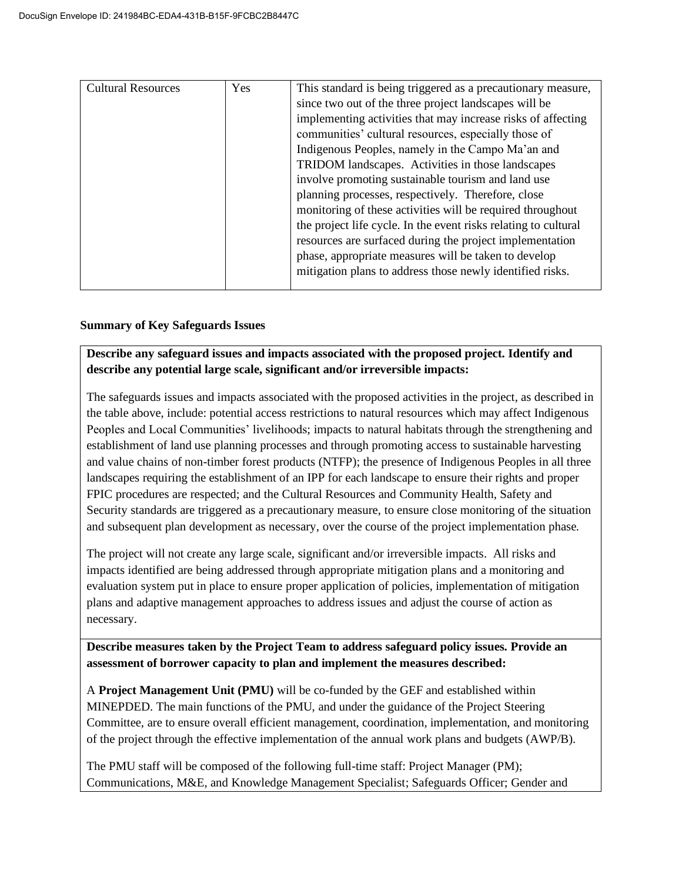| Cultural Resources | Yes | This standard is being triggered as a precautionary measure, since two out of the three project landscapes will be implementing activities that may increase risks of affecting communities' cultural resources, especially those of Indigenous Peoples, namely in the Campo Ma'an and TRIDOM landscapes. Activities in those landscapes involve promoting sustainable tourism and land use planning processes, respectively. Therefore, close monitoring of these activities will be required throughout the project life cycle. In the event risks relating to cultural resources are surfaced during the project implementation phase, appropriate measures will be taken to develop mitigation plans to address those newly identified risks. |
|---|---|---|

**Summary of Key Safeguards Issues**

**Describe any safeguard issues and impacts associated with the proposed project. Identify and describe any potential large scale, significant and/or irreversible impacts:**

The safeguards issues and impacts associated with the proposed activities in the project, as described in the table above, include: potential access restrictions to natural resources which may affect Indigenous Peoples and Local Communities' livelihoods; impacts to natural habitats through the strengthening and establishment of land use planning processes and through promoting access to sustainable harvesting and value chains of non-timber forest products (NTFP); the presence of Indigenous Peoples in all three landscapes requiring the establishment of an IPP for each landscape to ensure their rights and proper FPIC procedures are respected; and the Cultural Resources and Community Health, Safety and Security standards are triggered as a precautionary measure, to ensure close monitoring of the situation and subsequent plan development as necessary, over the course of the project implementation phase.

The project will not create any large scale, significant and/or irreversible impacts. All risks and impacts identified are being addressed through appropriate mitigation plans and a monitoring and evaluation system put in place to ensure proper application of policies, implementation of mitigation plans and adaptive management approaches to address issues and adjust the course of action as necessary.

**Describe measures taken by the Project Team to address safeguard policy issues. Provide an assessment of borrower capacity to plan and implement the measures described:**

A **Project Management Unit (PMU)** will be co-funded by the GEF and established within MINEPDED. The main functions of the PMU, and under the guidance of the Project Steering Committee, are to ensure overall efficient management, coordination, implementation, and monitoring of the project through the effective implementation of the annual work plans and budgets (AWP/B).

The PMU staff will be composed of the following full-time staff: Project Manager (PM); Communications, M&E, and Knowledge Management Specialist; Safeguards Officer; Gender and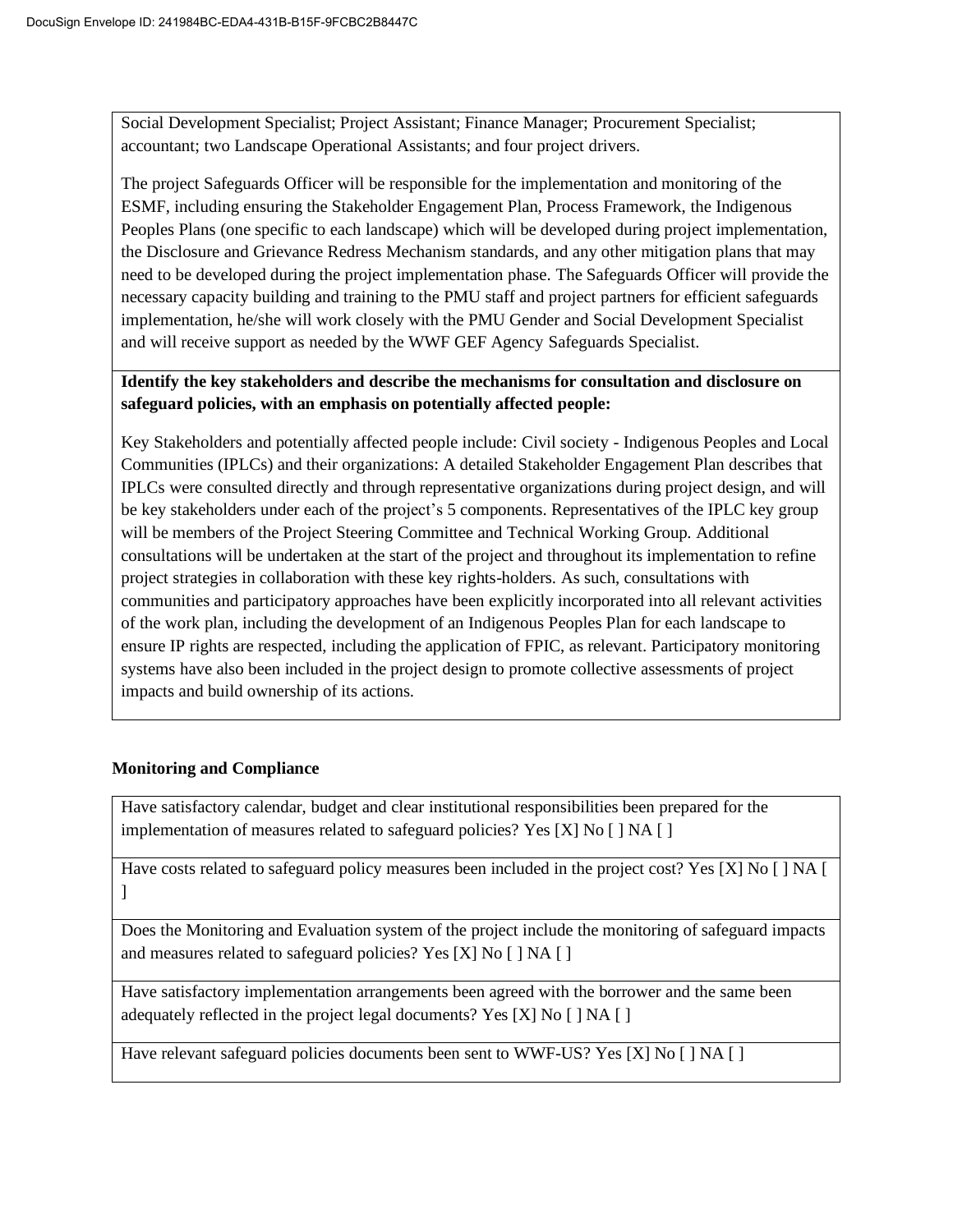Social Development Specialist; Project Assistant; Finance Manager; Procurement Specialist; accountant; two Landscape Operational Assistants; and four project drivers.

The project Safeguards Officer will be responsible for the implementation and monitoring of the ESMF, including ensuring the Stakeholder Engagement Plan, Process Framework, the Indigenous Peoples Plans (one specific to each landscape) which will be developed during project implementation, the Disclosure and Grievance Redress Mechanism standards, and any other mitigation plans that may need to be developed during the project implementation phase. The Safeguards Officer will provide the necessary capacity building and training to the PMU staff and project partners for efficient safeguards implementation, he/she will work closely with the PMU Gender and Social Development Specialist and will receive support as needed by the WWF GEF Agency Safeguards Specialist.

**Identify the key stakeholders and describe the mechanisms for consultation and disclosure on safeguard policies, with an emphasis on potentially affected people:**

Key Stakeholders and potentially affected people include: Civil society - Indigenous Peoples and Local Communities (IPLCs) and their organizations: A detailed Stakeholder Engagement Plan describes that IPLCs were consulted directly and through representative organizations during project design, and will be key stakeholders under each of the project's 5 components. Representatives of the IPLC key group will be members of the Project Steering Committee and Technical Working Group. Additional consultations will be undertaken at the start of the project and throughout its implementation to refine project strategies in collaboration with these key rights-holders. As such, consultations with communities and participatory approaches have been explicitly incorporated into all relevant activities of the work plan, including the development of an Indigenous Peoples Plan for each landscape to ensure IP rights are respected, including the application of FPIC, as relevant. Participatory monitoring systems have also been included in the project design to promote collective assessments of project impacts and build ownership of its actions.

**Monitoring and Compliance**

Have satisfactory calendar, budget and clear institutional responsibilities been prepared for the implementation of measures related to safeguard policies? Yes [X] No [ ] NA [ ]

Have costs related to safeguard policy measures been included in the project cost? Yes [X] No [ ] NA [ ]

Does the Monitoring and Evaluation system of the project include the monitoring of safeguard impacts and measures related to safeguard policies? Yes [X] No [ ] NA [ ]

Have satisfactory implementation arrangements been agreed with the borrower and the same been adequately reflected in the project legal documents? Yes [X] No [ ] NA [ ]

Have relevant safeguard policies documents been sent to WWF-US? Yes [X] No [ ] NA [ ]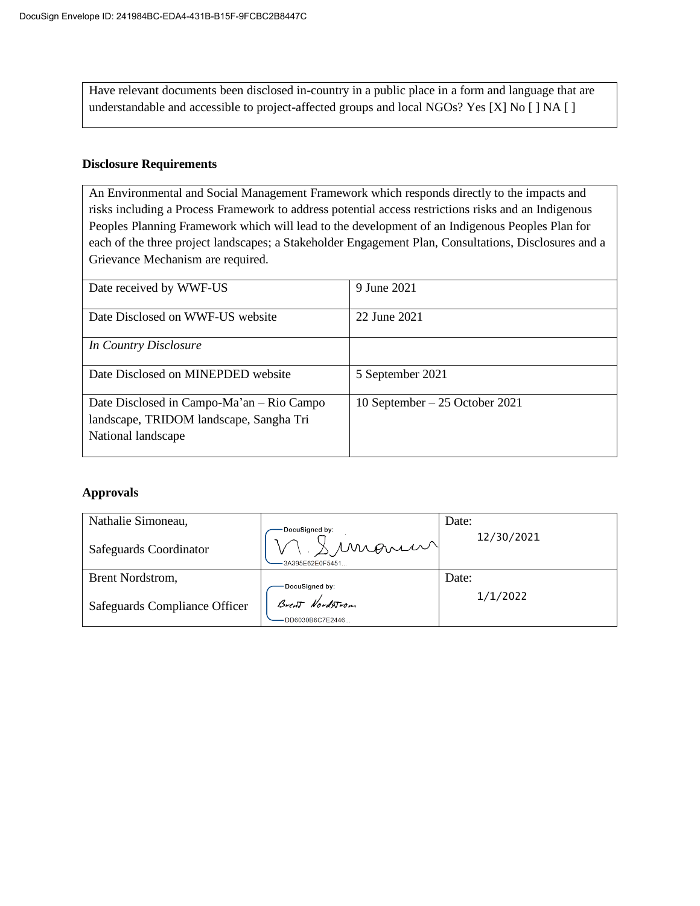| |
|---|
| Have relevant documents been disclosed in-country in a public place in a form and language that are understandable and accessible to project-affected groups and local NGOs? Yes [X] No [ ] NA [ ] |

**Disclosure Requirements**

| | |
|---|---|
| An Environmental and Social Management Framework which responds directly to the impacts and risks including a Process Framework to address potential access restrictions risks and an Indigenous Peoples Planning Framework which will lead to the development of an Indigenous Peoples Plan for each of the three project landscapes; a Stakeholder Engagement Plan, Consultations, Disclosures and a Grievance Mechanism are required. | |
| Date received by WWF-US | 9 June 2021 |
| Date Disclosed on WWF-US website | 22 June 2021 |
| *In Country Disclosure* | |
| Date Disclosed on MINEPDED website | 5 September 2021 |
| Date Disclosed in Campo-Ma'an – Rio Campo landscape, TRIDOM landscape, Sangha Tri National landscape | 10 September – 25 October 2021 |

**Approvals**

| | | |
|---|---|---|
| Nathalie Simoneau,<br>Safeguards Coordinator | DocuSigned by: N. Simoneau<br>3A395E62E0F5451... | Date:<br>12/30/2021 |
| Brent Nordstrom,<br>Safeguards Compliance Officer | DocuSigned by: Brent Nordstrom<br>DD6030B6C7E2446... | Date:<br>1/1/2022 |